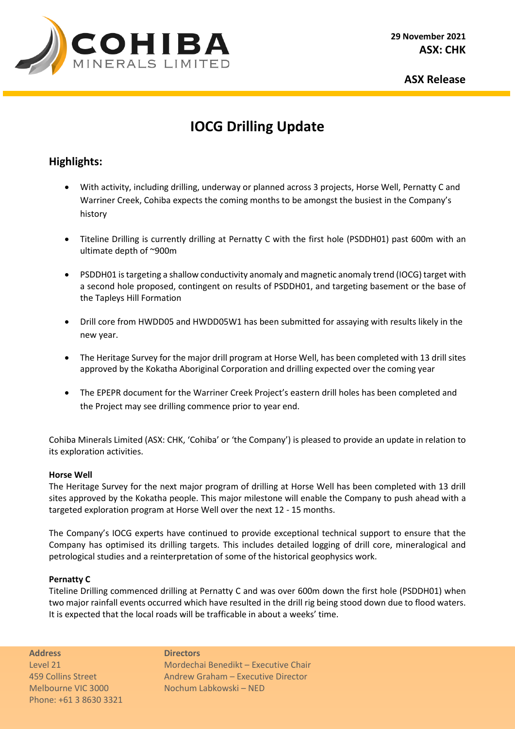29 November 2021
**ASX: CHK**

**ASX Release**

# IOCG Drilling Update

## Highlights:

- With activity, including drilling, underway or planned across 3 projects, Horse Well, Pernatty C and Warriner Creek, Cohiba expects the coming months to be amongst the busiest in the Company's history
- Titeline Drilling is currently drilling at Pernatty C with the first hole (PSDDH01) past 600m with an ultimate depth of ~900m
- PSDDH01 is targeting a shallow conductivity anomaly and magnetic anomaly trend (IOCG) target with a second hole proposed, contingent on results of PSDDH01, and targeting basement or the base of the Tapleys Hill Formation
- Drill core from HWDD05 and HWDD05W1 has been submitted for assaying with results likely in the new year.
- The Heritage Survey for the major drill program at Horse Well, has been completed with 13 drill sites approved by the Kokatha Aboriginal Corporation and drilling expected over the coming year
- The EPEPR document for the Warriner Creek Project's eastern drill holes has been completed and the Project may see drilling commence prior to year end.

Cohiba Minerals Limited (ASX: CHK, 'Cohiba' or 'the Company') is pleased to provide an update in relation to its exploration activities.

**Horse Well**

The Heritage Survey for the next major program of drilling at Horse Well has been completed with 13 drill sites approved by the Kokatha people. This major milestone will enable the Company to push ahead with a targeted exploration program at Horse Well over the next 12 - 15 months.

The Company's IOCG experts have continued to provide exceptional technical support to ensure that the Company has optimised its drilling targets. This includes detailed logging of drill core, mineralogical and petrological studies and a reinterpretation of some of the historical geophysics work.

**Pernatty C**

Titeline Drilling commenced drilling at Pernatty C and was over 600m down the first hole (PSDDH01) when two major rainfall events occurred which have resulted in the drill rig being stood down due to flood waters. It is expected that the local roads will be trafficable in about a weeks' time.

**Address**
Level 21
459 Collins Street
Melbourne VIC 3000
Phone: +61 3 8630 3321

**Directors**
Mordechai Benedikt – Executive Chair
Andrew Graham – Executive Director
Nochum Labkowski – NED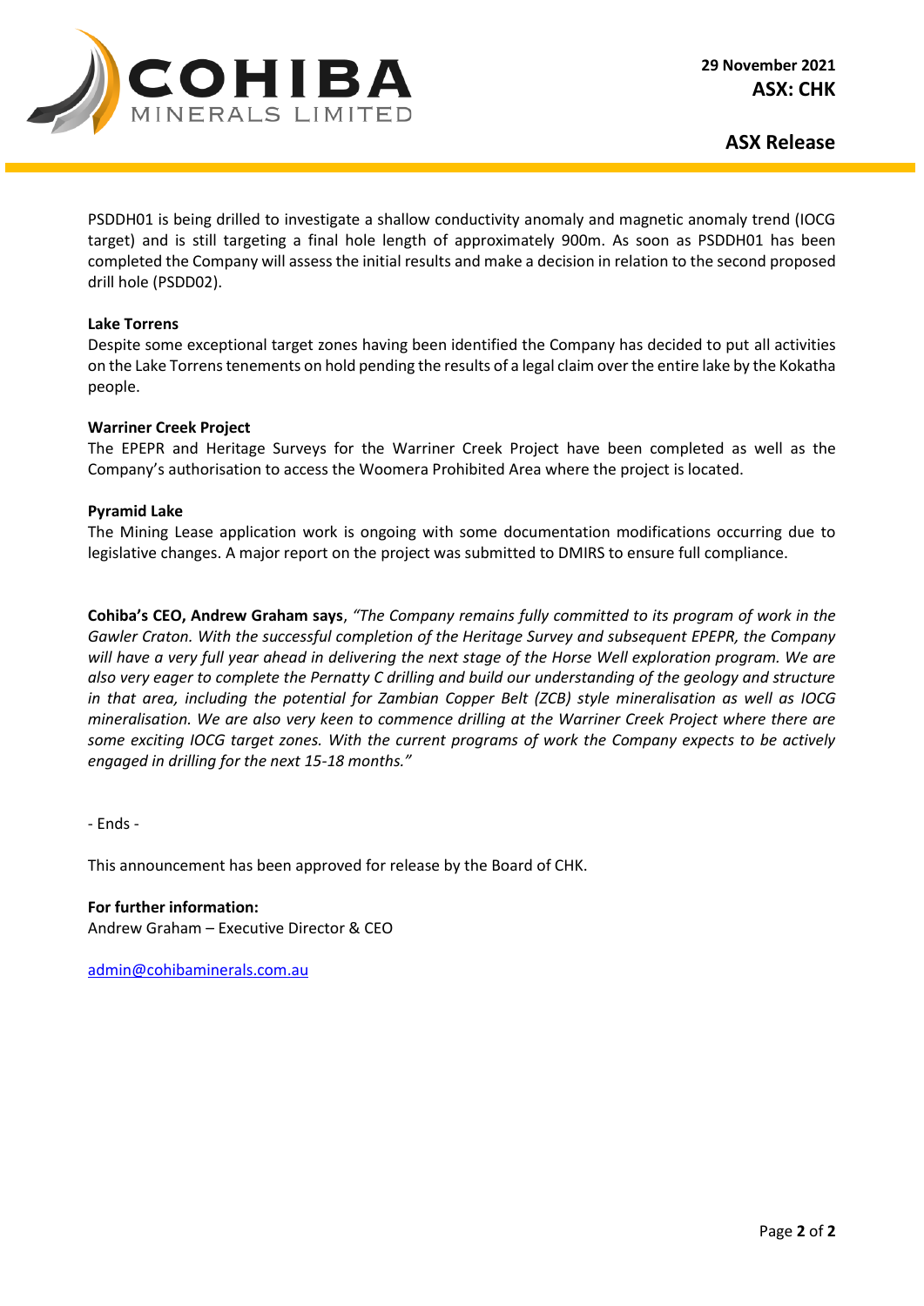PSDDH01 is being drilled to investigate a shallow conductivity anomaly and magnetic anomaly trend (IOCG target) and is still targeting a final hole length of approximately 900m. As soon as PSDDH01 has been completed the Company will assess the initial results and make a decision in relation to the second proposed drill hole (PSDD02).

**Lake Torrens**

Despite some exceptional target zones having been identified the Company has decided to put all activities on the Lake Torrens tenements on hold pending the results of a legal claim over the entire lake by the Kokatha people.

**Warriner Creek Project**

The EPEPR and Heritage Surveys for the Warriner Creek Project have been completed as well as the Company's authorisation to access the Woomera Prohibited Area where the project is located.

**Pyramid Lake**

The Mining Lease application work is ongoing with some documentation modifications occurring due to legislative changes. A major report on the project was submitted to DMIRS to ensure full compliance.

**Cohiba's CEO, Andrew Graham says**, *"The Company remains fully committed to its program of work in the Gawler Craton. With the successful completion of the Heritage Survey and subsequent EPEPR, the Company will have a very full year ahead in delivering the next stage of the Horse Well exploration program. We are also very eager to complete the Pernatty C drilling and build our understanding of the geology and structure in that area, including the potential for Zambian Copper Belt (ZCB) style mineralisation as well as IOCG mineralisation. We are also very keen to commence drilling at the Warriner Creek Project where there are some exciting IOCG target zones. With the current programs of work the Company expects to be actively engaged in drilling for the next 15-18 months."*

- Ends -

This announcement has been approved for release by the Board of CHK.

**For further information:**

Andrew Graham – Executive Director & CEO

admin@cohibaminerals.com.au